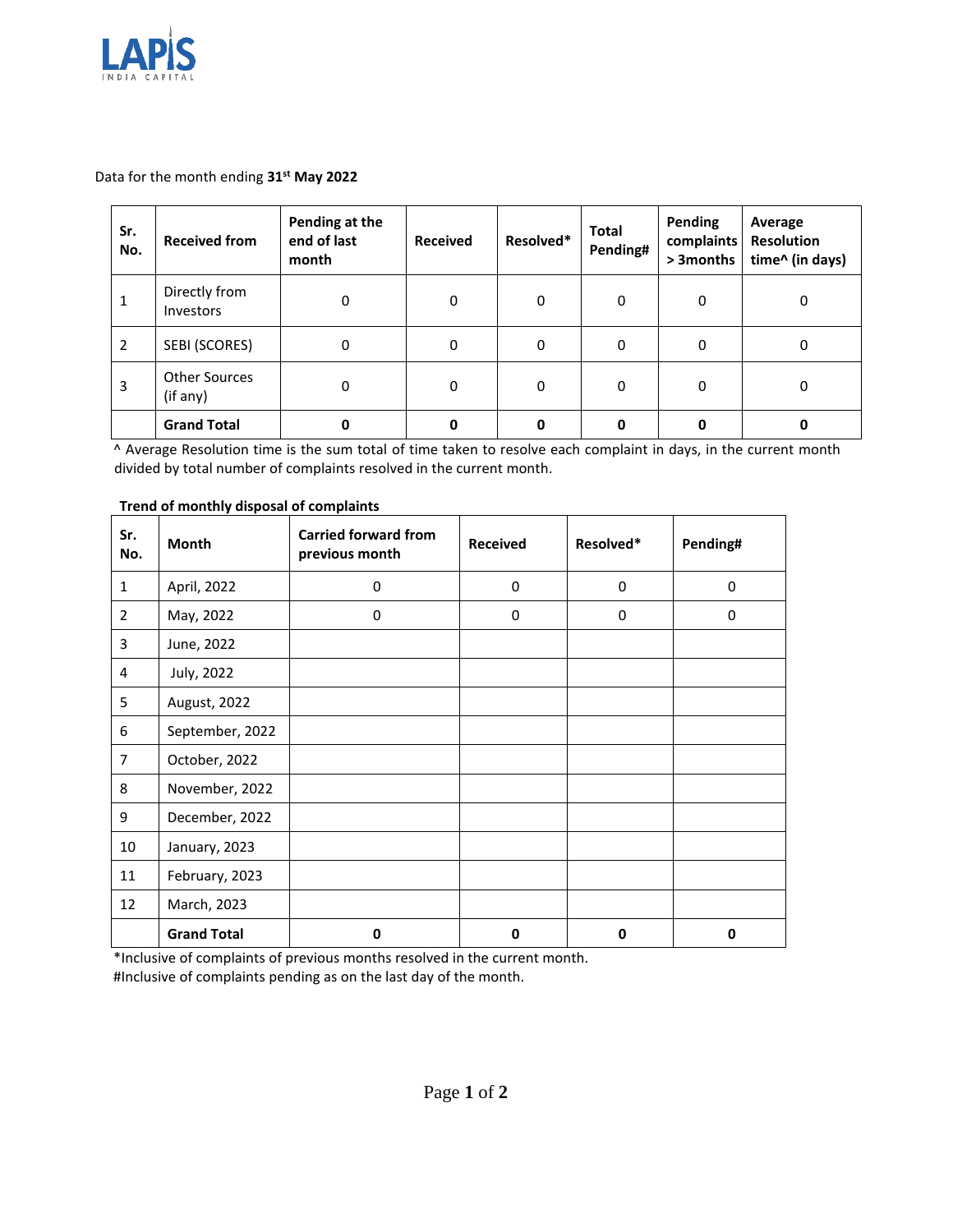LAPIS
INDIA CAPITAL

Data for the month ending **31st May 2022**

| Sr. No. | Received from | Pending at the end of last month | Received | Resolved* | Total Pending# | Pending complaints > 3months | Average Resolution time^ (in days) |
|---|---|---|---|---|---|---|---|
| 1 | Directly from Investors | 0 | 0 | 0 | 0 | 0 | 0 |
| 2 | SEBI (SCORES) | 0 | 0 | 0 | 0 | 0 | 0 |
| 3 | Other Sources (if any) | 0 | 0 | 0 | 0 | 0 | 0 |
| | **Grand Total** | **0** | **0** | **0** | **0** | **0** | **0** |

^ Average Resolution time is the sum total of time taken to resolve each complaint in days, in the current month divided by total number of complaints resolved in the current month.

**Trend of monthly disposal of complaints**

| Sr. No. | Month | Carried forward from previous month | Received | Resolved* | Pending# |
|---|---|---|---|---|---|
| 1 | April, 2022 | 0 | 0 | 0 | 0 |
| 2 | May, 2022 | 0 | 0 | 0 | 0 |
| 3 | June, 2022 | | | | |
| 4 | July, 2022 | | | | |
| 5 | August, 2022 | | | | |
| 6 | September, 2022 | | | | |
| 7 | October, 2022 | | | | |
| 8 | November, 2022 | | | | |
| 9 | December, 2022 | | | | |
| 10 | January, 2023 | | | | |
| 11 | February, 2023 | | | | |
| 12 | March, 2023 | | | | |
| | **Grand Total** | **0** | **0** | **0** | **0** |

*Inclusive of complaints of previous months resolved in the current month.
#Inclusive of complaints pending as on the last day of the month.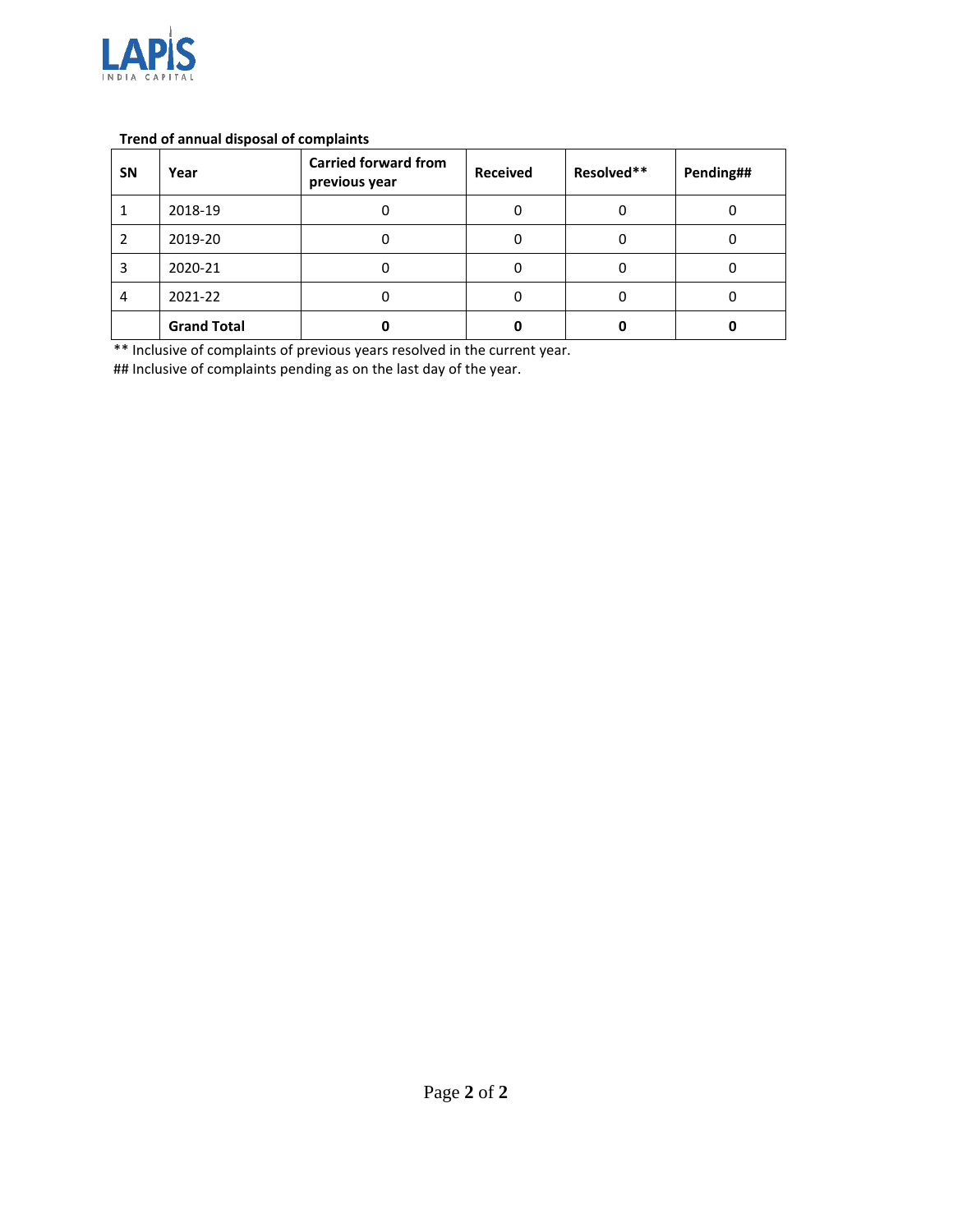**Trend of annual disposal of complaints**

| SN | Year | Carried forward from previous year | Received | Resolved** | Pending## |
|---|---|---|---|---|---|
| 1 | 2018-19 | 0 | 0 | 0 | 0 |
| 2 | 2019-20 | 0 | 0 | 0 | 0 |
| 3 | 2020-21 | 0 | 0 | 0 | 0 |
| 4 | 2021-22 | 0 | 0 | 0 | 0 |
| | **Grand Total** | **0** | **0** | **0** | **0** |

** Inclusive of complaints of previous years resolved in the current year.

## Inclusive of complaints pending as on the last day of the year.